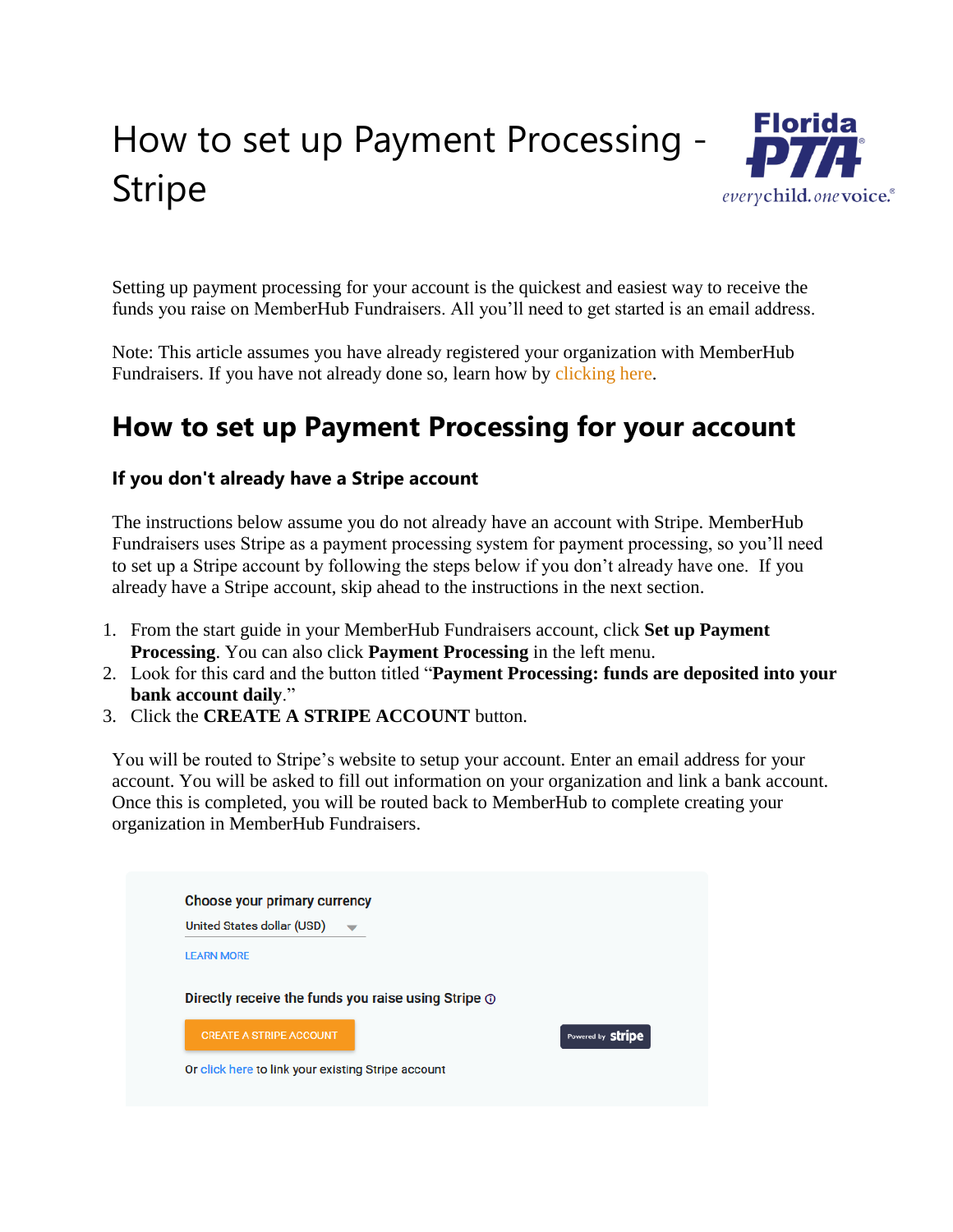# How to set up Payment Processing - Stripe

Setting up payment processing for your account is the quickest and easiest way to receive the funds you raise on MemberHub Fundraisers. All you'll need to get started is an email address.

Note: This article assumes you have already registered your organization with MemberHub Fundraisers. If you have not already done so, learn how by clicking here.

## How to set up Payment Processing for your account

### If you don't already have a Stripe account

The instructions below assume you do not already have an account with Stripe. MemberHub Fundraisers uses Stripe as a payment processing system for payment processing, so you'll need to set up a Stripe account by following the steps below if you don't already have one. If you already have a Stripe account, skip ahead to the instructions in the next section.

1. From the start guide in your MemberHub Fundraisers account, click **Set up Payment Processing**. You can also click **Payment Processing** in the left menu.
2. Look for this card and the button titled "**Payment Processing: funds are deposited into your bank account daily**."
3. Click the **CREATE A STRIPE ACCOUNT** button.

You will be routed to Stripe's website to setup your account. Enter an email address for your account. You will be asked to fill out information on your organization and link a bank account. Once this is completed, you will be routed back to MemberHub to complete creating your organization in MemberHub Fundraisers.

Choose your primary currency

United States dollar (USD)

LEARN MORE

Directly receive the funds you raise using Stripe

CREATE A STRIPE ACCOUNT

Powered by stripe

Or click here to link your existing Stripe account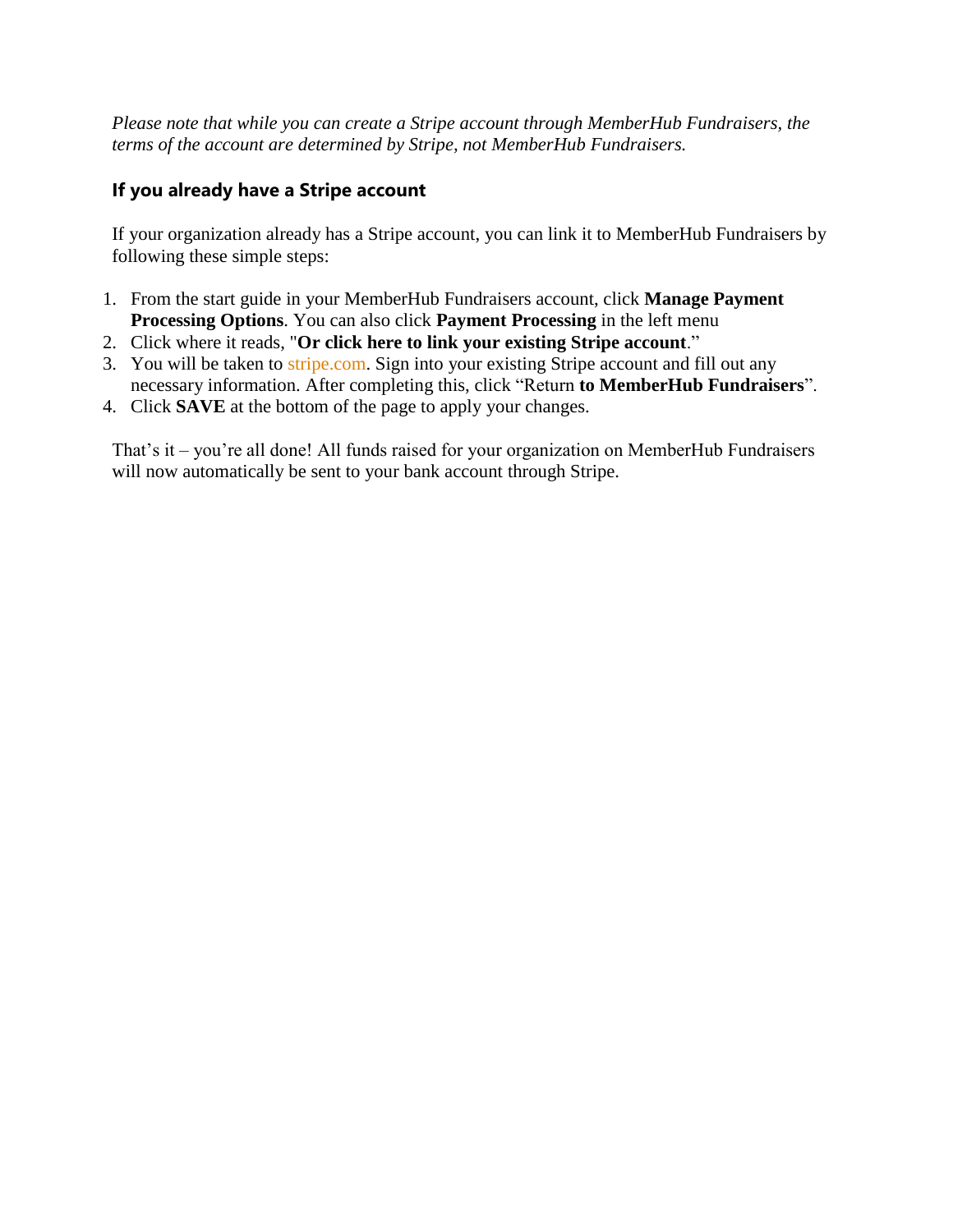*Please note that while you can create a Stripe account through MemberHub Fundraisers, the terms of the account are determined by Stripe, not MemberHub Fundraisers.*

### If you already have a Stripe account

If your organization already has a Stripe account, you can link it to MemberHub Fundraisers by following these simple steps:

1. From the start guide in your MemberHub Fundraisers account, click **Manage Payment Processing Options**. You can also click **Payment Processing** in the left menu
2. Click where it reads, "**Or click here to link your existing Stripe account**."
3. You will be taken to stripe.com. Sign into your existing Stripe account and fill out any necessary information. After completing this, click "Return **to MemberHub Fundraisers**".
4. Click **SAVE** at the bottom of the page to apply your changes.

That's it – you're all done! All funds raised for your organization on MemberHub Fundraisers will now automatically be sent to your bank account through Stripe.